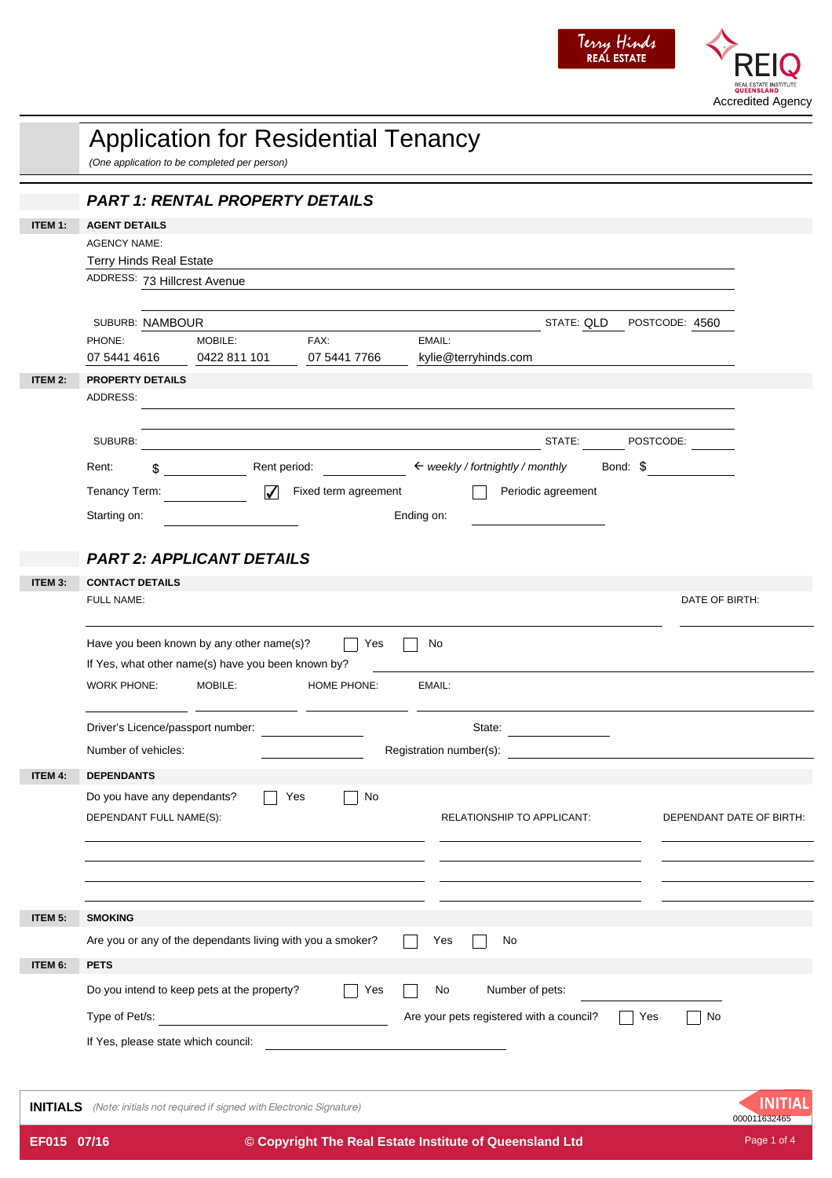Terry Hinds REAL ESTATE

REIQ REAL ESTATE INSTITUTE QUEENSLAND Accredited Agency

# Application for Residential Tenancy

*(One application to be completed per person)*

## *PART 1: RENTAL PROPERTY DETAILS*

**ITEM 1: AGENT DETAILS**

AGENCY NAME:
Terry Hinds Real Estate

ADDRESS: 73 Hillcrest Avenue

SUBURB: NAMBOUR STATE: QLD POSTCODE: 4560

| PHONE: | MOBILE: | FAX: | EMAIL: |
|---|---|---|---|
| 07 5441 4616 | 0422 811 101 | 07 5441 7766 | kylie@terryhinds.com |

**ITEM 2: PROPERTY DETAILS**

ADDRESS:

SUBURB: STATE: POSTCODE:

Rent: $ Rent period: ← *weekly / fortnightly / monthly* Bond: $

Tenancy Term: ☑ Fixed term agreement ☐ Periodic agreement

Starting on: Ending on:

## *PART 2: APPLICANT DETAILS*

**ITEM 3: CONTACT DETAILS**

FULL NAME: DATE OF BIRTH:

Have you been known by any other name(s)? ☐ Yes ☐ No

If Yes, what other name(s) have you been known by?

WORK PHONE: MOBILE: HOME PHONE: EMAIL:

Driver's Licence/passport number: State:

Number of vehicles: Registration number(s):

**ITEM 4: DEPENDANTS**

Do you have any dependants? ☐ Yes ☐ No

| DEPENDANT FULL NAME(S): | RELATIONSHIP TO APPLICANT: | DEPENDANT DATE OF BIRTH: |
|---|---|---|
| | | |
| | | |
| | | |

**ITEM 5: SMOKING**

Are you or any of the dependants living with you a smoker? ☐ Yes ☐ No

**ITEM 6: PETS**

Do you intend to keep pets at the property? ☐ Yes ☐ No Number of pets:

Type of Pet/s: Are your pets registered with a council? ☐ Yes ☐ No

If Yes, please state which council:

**INITIALS** *(Note: initials not required if signed with Electronic Signature)*

INITIAL 000011632465

EF015 07/16 © Copyright The Real Estate Institute of Queensland Ltd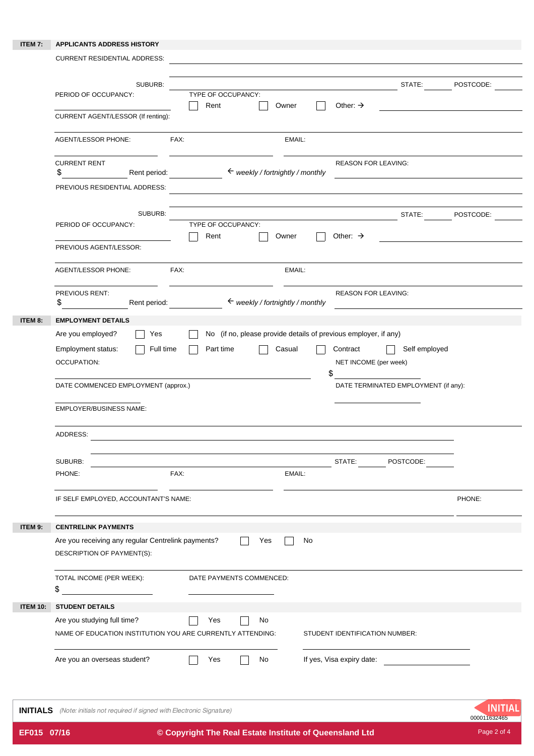## ITEM 7: APPLICANTS ADDRESS HISTORY

CURRENT RESIDENTIAL ADDRESS: \_\_\_\_\_\_\_\_\_\_\_\_\_\_\_\_\_\_\_\_

SUBURB: \_\_\_\_\_\_\_\_\_\_\_\_\_\_\_\_\_\_\_\_ STATE: \_\_\_\_\_\_ POSTCODE: \_\_\_\_\_\_

PERIOD OF OCCUPANCY: \_\_\_\_\_\_\_\_\_\_

TYPE OF OCCUPANCY: ☐ Rent ☐ Owner ☐ Other: → \_\_\_\_\_\_\_\_\_\_

CURRENT AGENT/LESSOR (If renting): \_\_\_\_\_\_\_\_\_\_\_\_\_\_\_\_\_\_\_\_

AGENT/LESSOR PHONE: \_\_\_\_\_\_\_\_\_\_ FAX: \_\_\_\_\_\_\_\_\_\_ EMAIL: \_\_\_\_\_\_\_\_\_\_

CURRENT RENT $ \_\_\_\_\_\_\_\_\_\_ Rent period: \_\_\_\_\_\_\_\_\_\_ ← *weekly / fortnightly / monthly*

REASON FOR LEAVING: \_\_\_\_\_\_\_\_\_\_\_\_\_\_\_\_\_\_\_\_

PREVIOUS RESIDENTIAL ADDRESS: \_\_\_\_\_\_\_\_\_\_\_\_\_\_\_\_\_\_\_\_

SUBURB: \_\_\_\_\_\_\_\_\_\_\_\_\_\_\_\_\_\_\_\_ STATE: \_\_\_\_\_\_ POSTCODE: \_\_\_\_\_\_

PERIOD OF OCCUPANCY: \_\_\_\_\_\_\_\_\_\_

TYPE OF OCCUPANCY: ☐ Rent ☐ Owner ☐ Other: → \_\_\_\_\_\_\_\_\_\_

PREVIOUS AGENT/LESSOR: \_\_\_\_\_\_\_\_\_\_\_\_\_\_\_\_\_\_\_\_

AGENT/LESSOR PHONE: \_\_\_\_\_\_\_\_\_\_ FAX: \_\_\_\_\_\_\_\_\_\_ EMAIL: \_\_\_\_\_\_\_\_\_\_

PREVIOUS RENT: $ \_\_\_\_\_\_\_\_\_\_ Rent period: \_\_\_\_\_\_\_\_\_\_ ← *weekly / fortnightly / monthly*

REASON FOR LEAVING: \_\_\_\_\_\_\_\_\_\_\_\_\_\_\_\_\_\_\_\_

## ITEM 8: EMPLOYMENT DETAILS

Are you employed? ☐ Yes ☐ No (if no, please provide details of previous employer, if any)

Employment status: ☐ Full time ☐ Part time ☐ Casual ☐ Contract ☐ Self employed

OCCUPATION: \_\_\_\_\_\_\_\_\_\_\_\_\_\_\_\_\_\_\_\_

NET INCOME (per week) $ \_\_\_\_\_\_\_\_\_\_

DATE COMMENCED EMPLOYMENT (approx.) \_\_\_\_\_\_\_\_\_\_

DATE TERMINATED EMPLOYMENT (if any): \_\_\_\_\_\_\_\_\_\_

EMPLOYER/BUSINESS NAME: \_\_\_\_\_\_\_\_\_\_\_\_\_\_\_\_\_\_\_\_

ADDRESS: \_\_\_\_\_\_\_\_\_\_\_\_\_\_\_\_\_\_\_\_

SUBURB: \_\_\_\_\_\_\_\_\_\_\_\_\_\_\_\_\_\_\_\_ STATE: \_\_\_\_\_\_ POSTCODE: \_\_\_\_\_\_

PHONE: \_\_\_\_\_\_\_\_\_\_ FAX: \_\_\_\_\_\_\_\_\_\_ EMAIL: \_\_\_\_\_\_\_\_\_\_

IF SELF EMPLOYED, ACCOUNTANT'S NAME: \_\_\_\_\_\_\_\_\_\_\_\_\_\_\_\_\_\_\_\_ PHONE: \_\_\_\_\_\_\_\_\_\_

## ITEM 9: CENTRELINK PAYMENTS

Are you receiving any regular Centrelink payments? ☐ Yes ☐ No

DESCRIPTION OF PAYMENT(S): \_\_\_\_\_\_\_\_\_\_\_\_\_\_\_\_\_\_\_\_

TOTAL INCOME (PER WEEK): $ \_\_\_\_\_\_\_\_\_\_

DATE PAYMENTS COMMENCED: \_\_\_\_\_\_\_\_\_\_

## ITEM 10: STUDENT DETAILS

Are you studying full time? ☐ Yes ☐ No

NAME OF EDUCATION INSTITUTION YOU ARE CURRENTLY ATTENDING: \_\_\_\_\_\_\_\_\_\_\_\_\_\_\_\_\_\_\_\_

STUDENT IDENTIFICATION NUMBER: \_\_\_\_\_\_\_\_\_\_

Are you an overseas student? ☐ Yes ☐ No If yes, Visa expiry date: \_\_\_\_\_\_\_\_\_\_

**INITIALS** *(Note: initials not required if signed with Electronic Signature)*

INITIAL
000011632465

EF015 07/16 © Copyright The Real Estate Institute of Queensland Ltd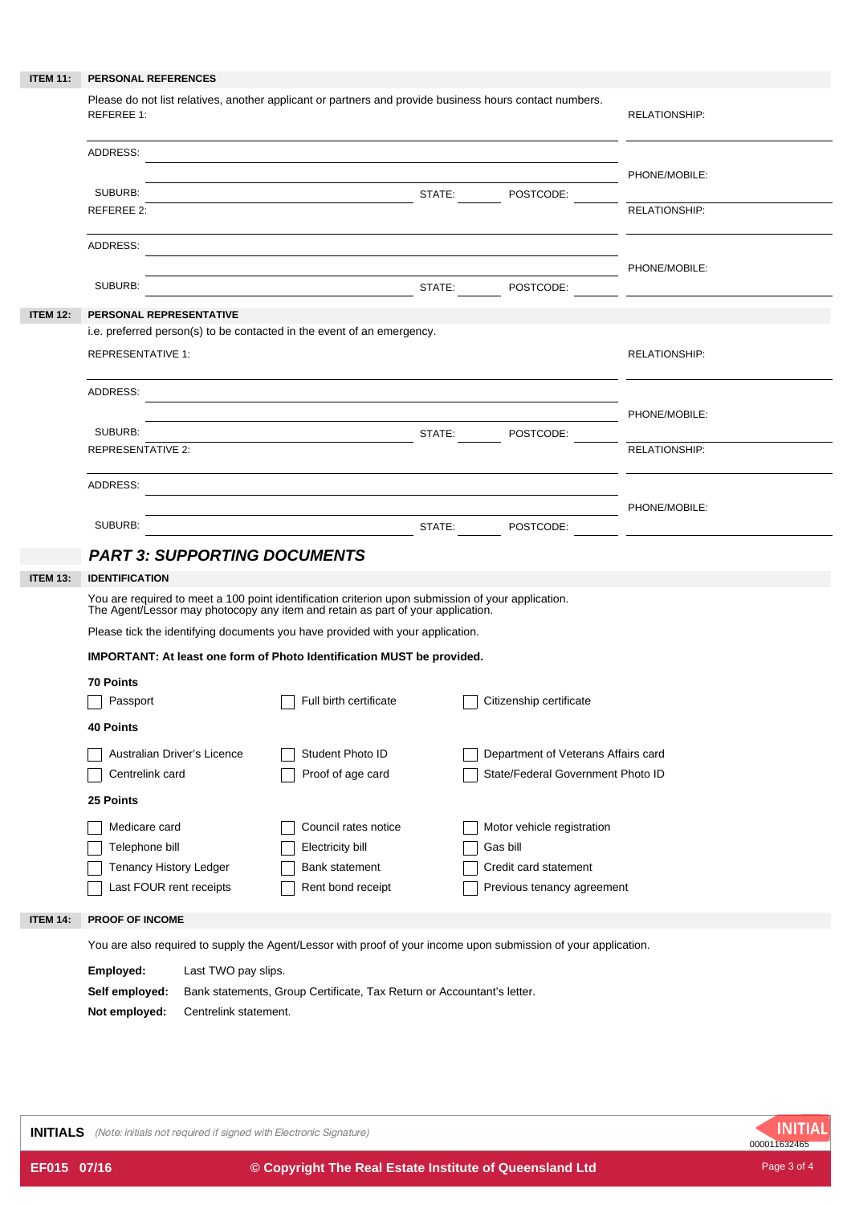**ITEM 11: PERSONAL REFERENCES**

Please do not list relatives, another applicant or partners and provide business hours contact numbers.

REFEREE 1: ______________________ RELATIONSHIP: ______________________

ADDRESS: ______________________

______________________ PHONE/MOBILE: ______________________

SUBURB: ______________ STATE: ______ POSTCODE: ______

REFEREE 2: ______________________ RELATIONSHIP: ______________________

ADDRESS: ______________________

______________________ PHONE/MOBILE: ______________________

SUBURB: ______________ STATE: ______ POSTCODE: ______

**ITEM 12: PERSONAL REPRESENTATIVE**

i.e. preferred person(s) to be contacted in the event of an emergency.

REPRESENTATIVE 1: ______________________ RELATIONSHIP: ______________________

ADDRESS: ______________________

______________________ PHONE/MOBILE: ______________________

SUBURB: ______________ STATE: ______ POSTCODE: ______

REPRESENTATIVE 2: ______________________ RELATIONSHIP: ______________________

ADDRESS: ______________________

______________________ PHONE/MOBILE: ______________________

SUBURB: ______________ STATE: ______ POSTCODE: ______

## *PART 3: SUPPORTING DOCUMENTS*

**ITEM 13: IDENTIFICATION**

You are required to meet a 100 point identification criterion upon submission of your application.
The Agent/Lessor may photocopy any item and retain as part of your application.

Please tick the identifying documents you have provided with your application.

**IMPORTANT: At least one form of Photo Identification MUST be provided.**

**70 Points**

- ☐ Passport
- ☐ Full birth certificate
- ☐ Citizenship certificate

**40 Points**

- ☐ Australian Driver's Licence
- ☐ Student Photo ID
- ☐ Department of Veterans Affairs card
- ☐ Centrelink card
- ☐ Proof of age card
- ☐ State/Federal Government Photo ID

**25 Points**

- ☐ Medicare card
- ☐ Council rates notice
- ☐ Motor vehicle registration
- ☐ Telephone bill
- ☐ Electricity bill
- ☐ Gas bill
- ☐ Tenancy History Ledger
- ☐ Bank statement
- ☐ Credit card statement
- ☐ Last FOUR rent receipts
- ☐ Rent bond receipt
- ☐ Previous tenancy agreement

**ITEM 14: PROOF OF INCOME**

You are also required to supply the Agent/Lessor with proof of your income upon submission of your application.

**Employed:** Last TWO pay slips.

**Self employed:** Bank statements, Group Certificate, Tax Return or Accountant's letter.

**Not employed:** Centrelink statement.

**INITIALS** *(Note: initials not required if signed with Electronic Signature)*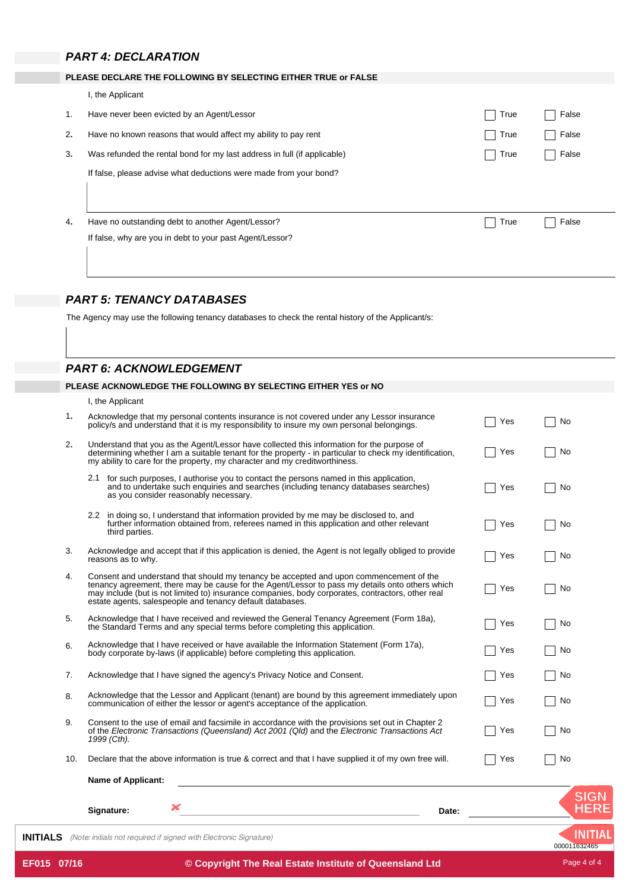## PART 4: DECLARATION

**PLEASE DECLARE THE FOLLOWING BY SELECTING EITHER TRUE or FALSE**

I, the Applicant

| | | | |
|---|---|---|---|
| 1. | Have never been evicted by an Agent/Lessor | ☐ True | ☐ False |
| 2. | Have no known reasons that would affect my ability to pay rent | ☐ True | ☐ False |
| 3. | Was refunded the rental bond for my last address in full (if applicable) | ☐ True | ☐ False |

If false, please advise what deductions were made from your bond?

| | | | |
|---|---|---|---|
| 4. | Have no outstanding debt to another Agent/Lessor? | ☐ True | ☐ False |

If false, why are you in debt to your past Agent/Lessor?

## PART 5: TENANCY DATABASES

The Agency may use the following tenancy databases to check the rental history of the Applicant/s:

## PART 6: ACKNOWLEDGEMENT

**PLEASE ACKNOWLEDGE THE FOLLOWING BY SELECTING EITHER YES or NO**

I, the Applicant

| | | | |
|---|---|---|---|
| 1. | Acknowledge that my personal contents insurance is not covered under any Lessor insurance policy/s and understand that it is my responsibility to insure my own personal belongings. | ☐ Yes | ☐ No |
| 2. | Understand that you as the Agent/Lessor have collected this information for the purpose of determining whether I am a suitable tenant for the property - in particular to check my identification, my ability to care for the property, my character and my creditworthiness. | ☐ Yes | ☐ No |
| 2.1 | for such purposes, I authorise you to contact the persons named in this application, and to undertake such enquiries and searches (including tenancy databases searches) as you consider reasonably necessary. | ☐ Yes | ☐ No |
| 2.2 | in doing so, I understand that information provided by me may be disclosed to, and further information obtained from, referees named in this application and other relevant third parties. | ☐ Yes | ☐ No |
| 3. | Acknowledge and accept that if this application is denied, the Agent is not legally obliged to provide reasons as to why. | ☐ Yes | ☐ No |
| 4. | Consent and understand that should my tenancy be accepted and upon commencement of the tenancy agreement, there may be cause for the Agent/Lessor to pass my details onto others which may include (but is not limited to) insurance companies, body corporates, contractors, other real estate agents, salespeople and tenancy default databases. | ☐ Yes | ☐ No |
| 5. | Acknowledge that I have received and reviewed the General Tenancy Agreement (Form 18a), the Standard Terms and any special terms before completing this application. | ☐ Yes | ☐ No |
| 6. | Acknowledge that I have received or have available the Information Statement (Form 17a), body corporate by-laws (if applicable) before completing this application. | ☐ Yes | ☐ No |
| 7. | Acknowledge that I have signed the agency's Privacy Notice and Consent. | ☐ Yes | ☐ No |
| 8. | Acknowledge that the Lessor and Applicant (tenant) are bound by this agreement immediately upon communication of either the lessor or agent's acceptance of the application. | ☐ Yes | ☐ No |
| 9. | Consent to the use of email and facsimile in accordance with the provisions set out in Chapter 2 of the *Electronic Transactions (Queensland) Act 2001 (Qld)* and the *Electronic Transactions Act 1999 (Cth)*. | ☐ Yes | ☐ No |
| 10. | Declare that the above information is true & correct and that I have supplied it of my own free will. | ☐ Yes | ☐ No |

**Name of Applicant:** ______________________

**Signature:** ✗ ______________________ **Date:** ____________

SIGN HERE

**INITIALS** *(Note: initials not required if signed with Electronic Signature)*

INITIAL

000011632465

EF015 07/16 © Copyright The Real Estate Institute of Queensland Ltd